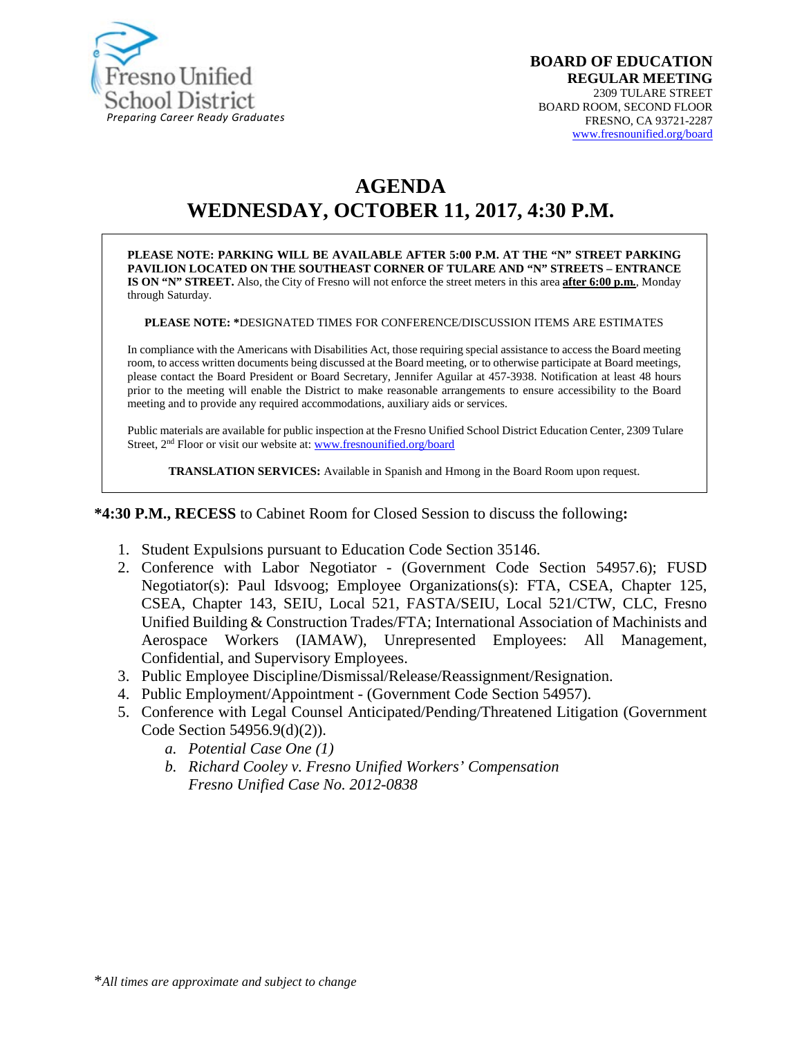Fresno Unified School District
*Preparing Career Ready Graduates*

**BOARD OF EDUCATION**
**REGULAR MEETING**
2309 TULARE STREET
BOARD ROOM, SECOND FLOOR
FRESNO, CA 93721-2287
www.fresnounified.org/board

# AGENDA
# WEDNESDAY, OCTOBER 11, 2017, 4:30 P.M.

**PLEASE NOTE: PARKING WILL BE AVAILABLE AFTER 5:00 P.M. AT THE "N" STREET PARKING PAVILION LOCATED ON THE SOUTHEAST CORNER OF TULARE AND "N" STREETS – ENTRANCE IS ON "N" STREET.** Also, the City of Fresno will not enforce the street meters in this area **after 6:00 p.m.**, Monday through Saturday.

**PLEASE NOTE: \***DESIGNATED TIMES FOR CONFERENCE/DISCUSSION ITEMS ARE ESTIMATES

In compliance with the Americans with Disabilities Act, those requiring special assistance to access the Board meeting room, to access written documents being discussed at the Board meeting, or to otherwise participate at Board meetings, please contact the Board President or Board Secretary, Jennifer Aguilar at 457-3938. Notification at least 48 hours prior to the meeting will enable the District to make reasonable arrangements to ensure accessibility to the Board meeting and to provide any required accommodations, auxiliary aids or services.

Public materials are available for public inspection at the Fresno Unified School District Education Center, 2309 Tulare Street, 2nd Floor or visit our website at: www.fresnounified.org/board

**TRANSLATION SERVICES:** Available in Spanish and Hmong in the Board Room upon request.

**\*4:30 P.M., RECESS** to Cabinet Room for Closed Session to discuss the following**:**

1. Student Expulsions pursuant to Education Code Section 35146.
2. Conference with Labor Negotiator - (Government Code Section 54957.6); FUSD Negotiator(s): Paul Idsvoog; Employee Organizations(s): FTA, CSEA, Chapter 125, CSEA, Chapter 143, SEIU, Local 521, FASTA/SEIU, Local 521/CTW, CLC, Fresno Unified Building & Construction Trades/FTA; International Association of Machinists and Aerospace Workers (IAMAW), Unrepresented Employees: All Management, Confidential, and Supervisory Employees.
3. Public Employee Discipline/Dismissal/Release/Reassignment/Resignation.
4. Public Employment/Appointment - (Government Code Section 54957).
5. Conference with Legal Counsel Anticipated/Pending/Threatened Litigation (Government Code Section 54956.9(d)(2)).
   a. *Potential Case One (1)*
   b. *Richard Cooley v. Fresno Unified Workers' Compensation Fresno Unified Case No. 2012-0838*

\**All times are approximate and subject to change*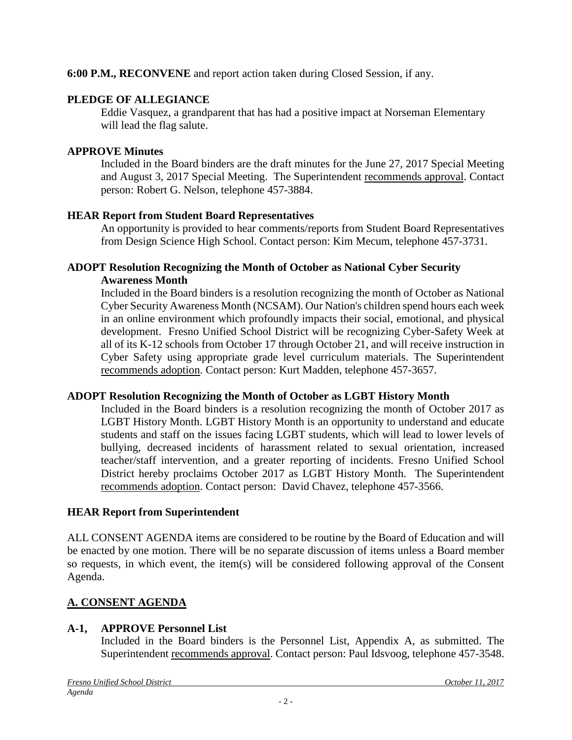**6:00 P.M., RECONVENE** and report action taken during Closed Session, if any.

**PLEDGE OF ALLEGIANCE**

Eddie Vasquez, a grandparent that has had a positive impact at Norseman Elementary will lead the flag salute.

**APPROVE Minutes**

Included in the Board binders are the draft minutes for the June 27, 2017 Special Meeting and August 3, 2017 Special Meeting. The Superintendent recommends approval. Contact person: Robert G. Nelson, telephone 457-3884.

**HEAR Report from Student Board Representatives**

An opportunity is provided to hear comments/reports from Student Board Representatives from Design Science High School. Contact person: Kim Mecum, telephone 457-3731.

**ADOPT Resolution Recognizing the Month of October as National Cyber Security Awareness Month**

Included in the Board binders is a resolution recognizing the month of October as National Cyber Security Awareness Month (NCSAM). Our Nation's children spend hours each week in an online environment which profoundly impacts their social, emotional, and physical development. Fresno Unified School District will be recognizing Cyber-Safety Week at all of its K-12 schools from October 17 through October 21, and will receive instruction in Cyber Safety using appropriate grade level curriculum materials. The Superintendent recommends adoption. Contact person: Kurt Madden, telephone 457-3657.

**ADOPT Resolution Recognizing the Month of October as LGBT History Month**

Included in the Board binders is a resolution recognizing the month of October 2017 as LGBT History Month. LGBT History Month is an opportunity to understand and educate students and staff on the issues facing LGBT students, which will lead to lower levels of bullying, decreased incidents of harassment related to sexual orientation, increased teacher/staff intervention, and a greater reporting of incidents. Fresno Unified School District hereby proclaims October 2017 as LGBT History Month. The Superintendent recommends adoption. Contact person: David Chavez, telephone 457-3566.

**HEAR Report from Superintendent**

ALL CONSENT AGENDA items are considered to be routine by the Board of Education and will be enacted by one motion. There will be no separate discussion of items unless a Board member so requests, in which event, the item(s) will be considered following approval of the Consent Agenda.

## A. CONSENT AGENDA

**A-1, APPROVE Personnel List**

Included in the Board binders is the Personnel List, Appendix A, as submitted. The Superintendent recommends approval. Contact person: Paul Idsvoog, telephone 457-3548.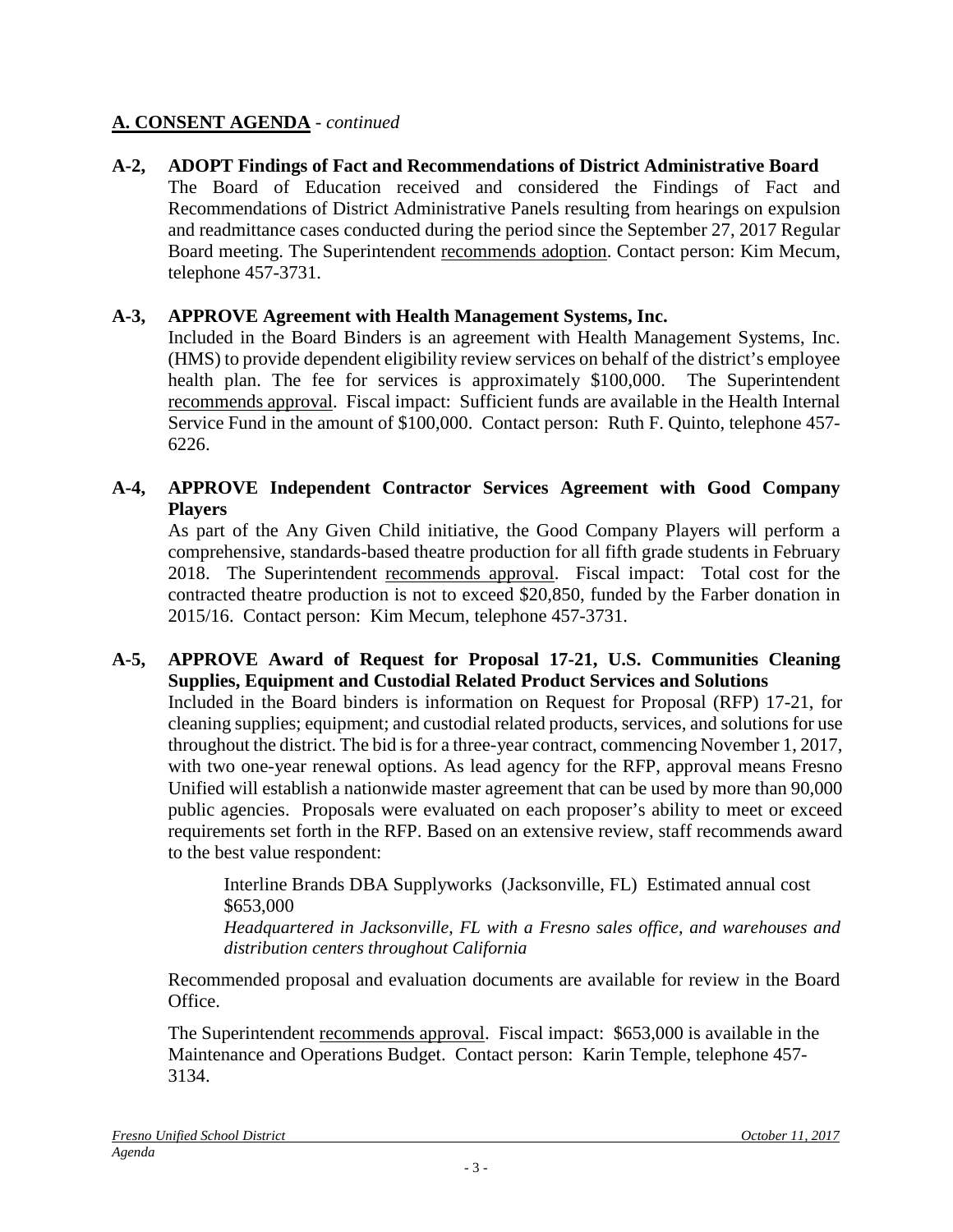## **A. CONSENT AGENDA** - *continued*

**A-2, ADOPT Findings of Fact and Recommendations of District Administrative Board**

The Board of Education received and considered the Findings of Fact and Recommendations of District Administrative Panels resulting from hearings on expulsion and readmittance cases conducted during the period since the September 27, 2017 Regular Board meeting. The Superintendent recommends adoption. Contact person: Kim Mecum, telephone 457-3731.

**A-3, APPROVE Agreement with Health Management Systems, Inc.**

Included in the Board Binders is an agreement with Health Management Systems, Inc. (HMS) to provide dependent eligibility review services on behalf of the district's employee health plan. The fee for services is approximately $100,000. The Superintendent recommends approval. Fiscal impact: Sufficient funds are available in the Health Internal Service Fund in the amount of $100,000. Contact person: Ruth F. Quinto, telephone 457-6226.

**A-4, APPROVE Independent Contractor Services Agreement with Good Company Players**

As part of the Any Given Child initiative, the Good Company Players will perform a comprehensive, standards-based theatre production for all fifth grade students in February 2018. The Superintendent recommends approval. Fiscal impact: Total cost for the contracted theatre production is not to exceed $20,850, funded by the Farber donation in 2015/16. Contact person: Kim Mecum, telephone 457-3731.

**A-5, APPROVE Award of Request for Proposal 17-21, U.S. Communities Cleaning Supplies, Equipment and Custodial Related Product Services and Solutions**

Included in the Board binders is information on Request for Proposal (RFP) 17-21, for cleaning supplies; equipment; and custodial related products, services, and solutions for use throughout the district. The bid is for a three-year contract, commencing November 1, 2017, with two one-year renewal options. As lead agency for the RFP, approval means Fresno Unified will establish a nationwide master agreement that can be used by more than 90,000 public agencies. Proposals were evaluated on each proposer's ability to meet or exceed requirements set forth in the RFP. Based on an extensive review, staff recommends award to the best value respondent:

> Interline Brands DBA Supplyworks (Jacksonville, FL) Estimated annual cost $653,000
> *Headquartered in Jacksonville, FL with a Fresno sales office, and warehouses and distribution centers throughout California*

Recommended proposal and evaluation documents are available for review in the Board Office.

The Superintendent recommends approval. Fiscal impact: $653,000 is available in the Maintenance and Operations Budget. Contact person: Karin Temple, telephone 457-3134.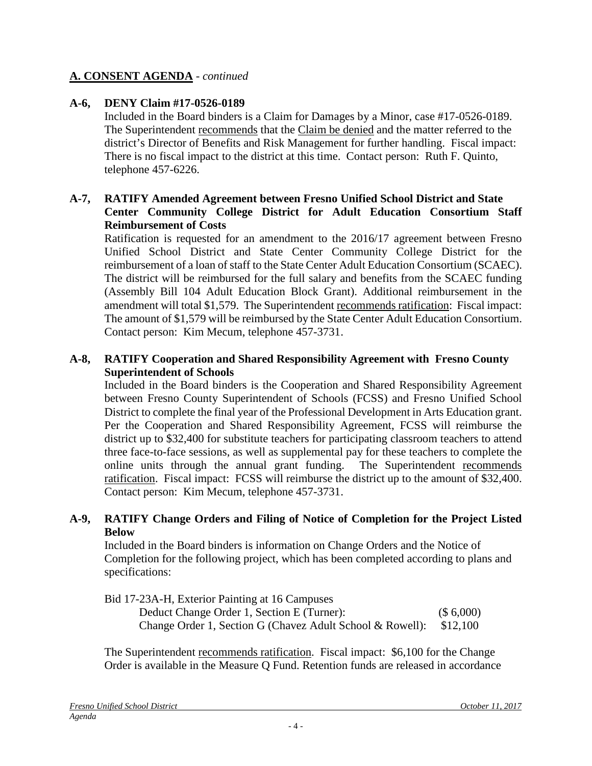## A. CONSENT AGENDA - *continued*

**A-6, DENY Claim #17-0526-0189**

Included in the Board binders is a Claim for Damages by a Minor, case #17-0526-0189. The Superintendent recommends that the Claim be denied and the matter referred to the district's Director of Benefits and Risk Management for further handling. Fiscal impact: There is no fiscal impact to the district at this time. Contact person: Ruth F. Quinto, telephone 457-6226.

**A-7, RATIFY Amended Agreement between Fresno Unified School District and State Center Community College District for Adult Education Consortium Staff Reimbursement of Costs**

Ratification is requested for an amendment to the 2016/17 agreement between Fresno Unified School District and State Center Community College District for the reimbursement of a loan of staff to the State Center Adult Education Consortium (SCAEC). The district will be reimbursed for the full salary and benefits from the SCAEC funding (Assembly Bill 104 Adult Education Block Grant). Additional reimbursement in the amendment will total $1,579. The Superintendent recommends ratification: Fiscal impact: The amount of $1,579 will be reimbursed by the State Center Adult Education Consortium. Contact person: Kim Mecum, telephone 457-3731.

**A-8, RATIFY Cooperation and Shared Responsibility Agreement with Fresno County Superintendent of Schools**

Included in the Board binders is the Cooperation and Shared Responsibility Agreement between Fresno County Superintendent of Schools (FCSS) and Fresno Unified School District to complete the final year of the Professional Development in Arts Education grant. Per the Cooperation and Shared Responsibility Agreement, FCSS will reimburse the district up to $32,400 for substitute teachers for participating classroom teachers to attend three face-to-face sessions, as well as supplemental pay for these teachers to complete the online units through the annual grant funding. The Superintendent recommends ratification. Fiscal impact: FCSS will reimburse the district up to the amount of $32,400. Contact person: Kim Mecum, telephone 457-3731.

**A-9, RATIFY Change Orders and Filing of Notice of Completion for the Project Listed Below**

Included in the Board binders is information on Change Orders and the Notice of Completion for the following project, which has been completed according to plans and specifications:

Bid 17-23A-H, Exterior Painting at 16 Campuses

| | |
|---|---|
| Deduct Change Order 1, Section E (Turner): | ($ 6,000) |
| Change Order 1, Section G (Chavez Adult School & Rowell): | $12,100 |

The Superintendent recommends ratification. Fiscal impact: $6,100 for the Change Order is available in the Measure Q Fund. Retention funds are released in accordance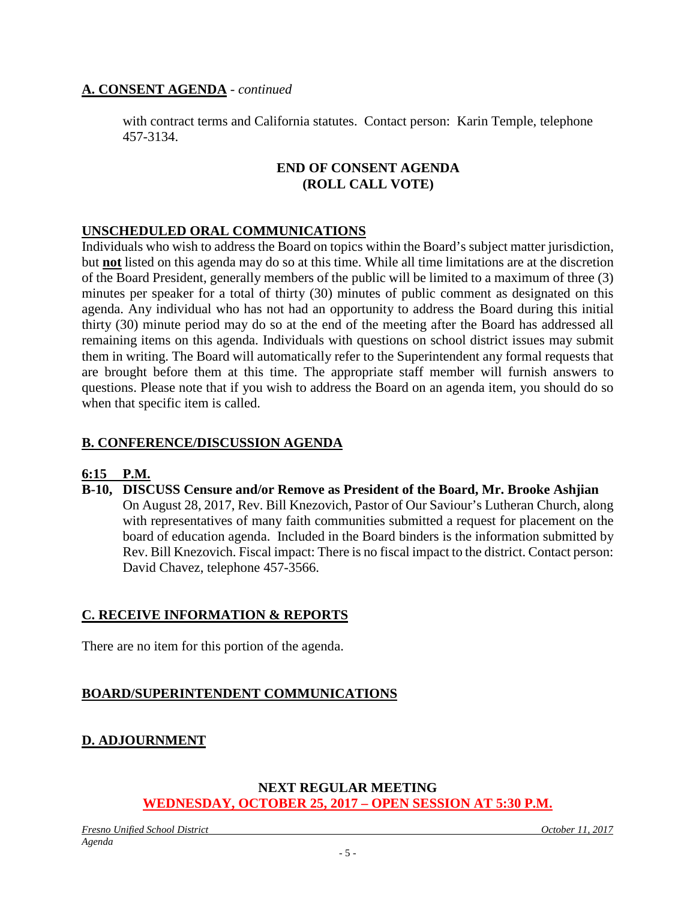## A. CONSENT AGENDA - *continued*

with contract terms and California statutes. Contact person: Karin Temple, telephone 457-3134.

**END OF CONSENT AGENDA**
**(ROLL CALL VOTE)**

## UNSCHEDULED ORAL COMMUNICATIONS

Individuals who wish to address the Board on topics within the Board's subject matter jurisdiction, but **not** listed on this agenda may do so at this time. While all time limitations are at the discretion of the Board President, generally members of the public will be limited to a maximum of three (3) minutes per speaker for a total of thirty (30) minutes of public comment as designated on this agenda. Any individual who has not had an opportunity to address the Board during this initial thirty (30) minute period may do so at the end of the meeting after the Board has addressed all remaining items on this agenda. Individuals with questions on school district issues may submit them in writing. The Board will automatically refer to the Superintendent any formal requests that are brought before them at this time. The appropriate staff member will furnish answers to questions. Please note that if you wish to address the Board on an agenda item, you should do so when that specific item is called.

## B. CONFERENCE/DISCUSSION AGENDA

**6:15 P.M.**

**B-10, DISCUSS Censure and/or Remove as President of the Board, Mr. Brooke Ashjian**

On August 28, 2017, Rev. Bill Knezovich, Pastor of Our Saviour's Lutheran Church, along with representatives of many faith communities submitted a request for placement on the board of education agenda. Included in the Board binders is the information submitted by Rev. Bill Knezovich. Fiscal impact: There is no fiscal impact to the district. Contact person: David Chavez, telephone 457-3566.

## C. RECEIVE INFORMATION & REPORTS

There are no item for this portion of the agenda.

## BOARD/SUPERINTENDENT COMMUNICATIONS

## D. ADJOURNMENT

**NEXT REGULAR MEETING**
**WEDNESDAY, OCTOBER 25, 2017 – OPEN SESSION AT 5:30 P.M.**